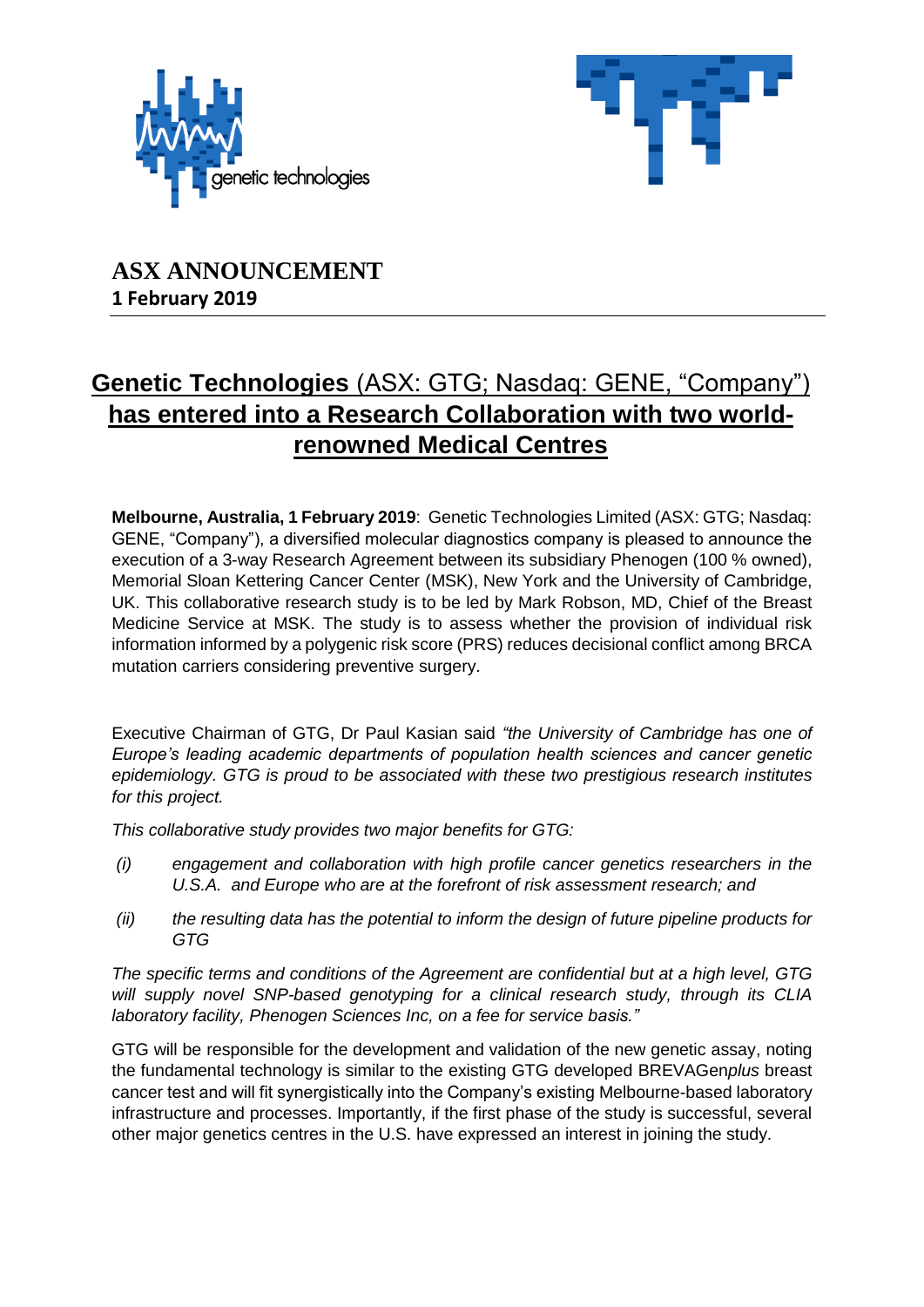# ASX ANNOUNCEMENT

**1 February 2019**

## **Genetic Technologies** (ASX: GTG; Nasdaq: GENE, "Company") **has entered into a Research Collaboration with two world-renowned Medical Centres**

**Melbourne, Australia, 1 February 2019**: Genetic Technologies Limited (ASX: GTG; Nasdaq: GENE, "Company"), a diversified molecular diagnostics company is pleased to announce the execution of a 3-way Research Agreement between its subsidiary Phenogen (100 % owned), Memorial Sloan Kettering Cancer Center (MSK), New York and the University of Cambridge, UK. This collaborative research study is to be led by Mark Robson, MD, Chief of the Breast Medicine Service at MSK. The study is to assess whether the provision of individual risk information informed by a polygenic risk score (PRS) reduces decisional conflict among BRCA mutation carriers considering preventive surgery.

Executive Chairman of GTG, Dr Paul Kasian said *"the University of Cambridge has one of Europe's leading academic departments of population health sciences and cancer genetic epidemiology. GTG is proud to be associated with these two prestigious research institutes for this project.*

*This collaborative study provides two major benefits for GTG:*

*(i) engagement and collaboration with high profile cancer genetics researchers in the U.S.A. and Europe who are at the forefront of risk assessment research; and*

*(ii) the resulting data has the potential to inform the design of future pipeline products for GTG*

*The specific terms and conditions of the Agreement are confidential but at a high level, GTG will supply novel SNP-based genotyping for a clinical research study, through its CLIA laboratory facility, Phenogen Sciences Inc, on a fee for service basis."*

GTG will be responsible for the development and validation of the new genetic assay, noting the fundamental technology is similar to the existing GTG developed BREVAGen*plus* breast cancer test and will fit synergistically into the Company's existing Melbourne-based laboratory infrastructure and processes. Importantly, if the first phase of the study is successful, several other major genetics centres in the U.S. have expressed an interest in joining the study.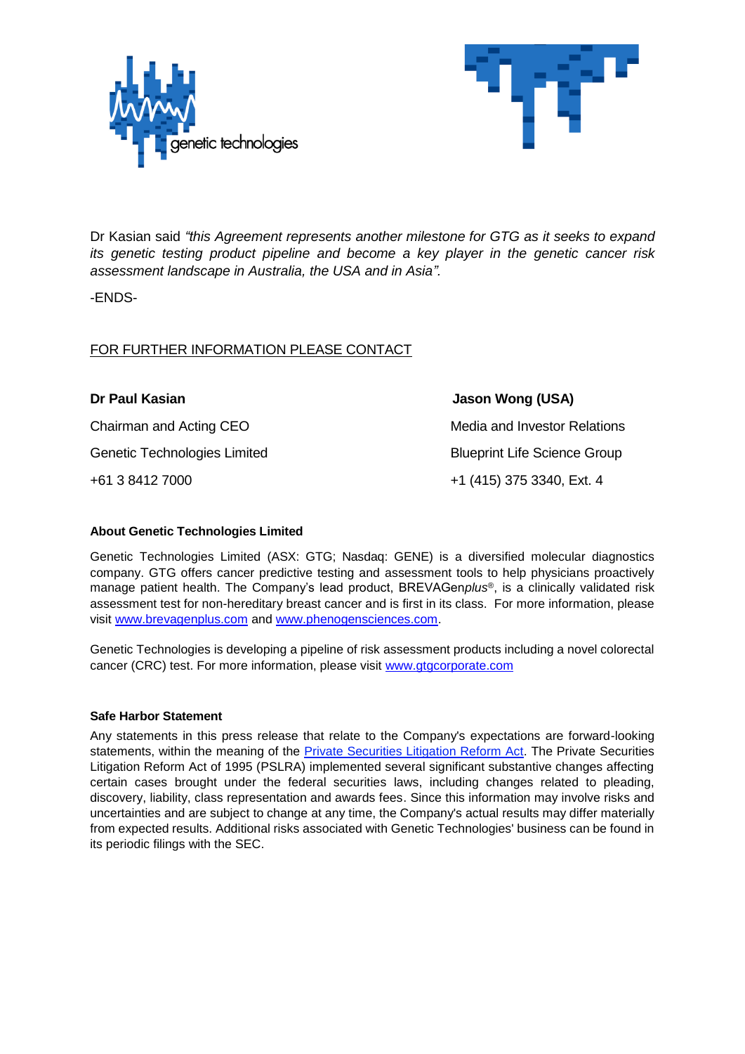Dr Kasian said *"this Agreement represents another milestone for GTG as it seeks to expand its genetic testing product pipeline and become a key player in the genetic cancer risk assessment landscape in Australia, the USA and in Asia".*

-ENDS-

FOR FURTHER INFORMATION PLEASE CONTACT

**Dr Paul Kasian**

Chairman and Acting CEO

Genetic Technologies Limited

+61 3 8412 7000

**Jason Wong (USA)**

Media and Investor Relations

Blueprint Life Science Group

+1 (415) 375 3340, Ext. 4

**About Genetic Technologies Limited**

Genetic Technologies Limited (ASX: GTG; Nasdaq: GENE) is a diversified molecular diagnostics company. GTG offers cancer predictive testing and assessment tools to help physicians proactively manage patient health. The Company's lead product, BREVAGen*plus*®, is a clinically validated risk assessment test for non-hereditary breast cancer and is first in its class. For more information, please visit www.brevagenplus.com and www.phenogensciences.com.

Genetic Technologies is developing a pipeline of risk assessment products including a novel colorectal cancer (CRC) test. For more information, please visit www.gtgcorporate.com

**Safe Harbor Statement**

Any statements in this press release that relate to the Company's expectations are forward-looking statements, within the meaning of the Private Securities Litigation Reform Act. The Private Securities Litigation Reform Act of 1995 (PSLRA) implemented several significant substantive changes affecting certain cases brought under the federal securities laws, including changes related to pleading, discovery, liability, class representation and awards fees. Since this information may involve risks and uncertainties and are subject to change at any time, the Company's actual results may differ materially from expected results. Additional risks associated with Genetic Technologies' business can be found in its periodic filings with the SEC.